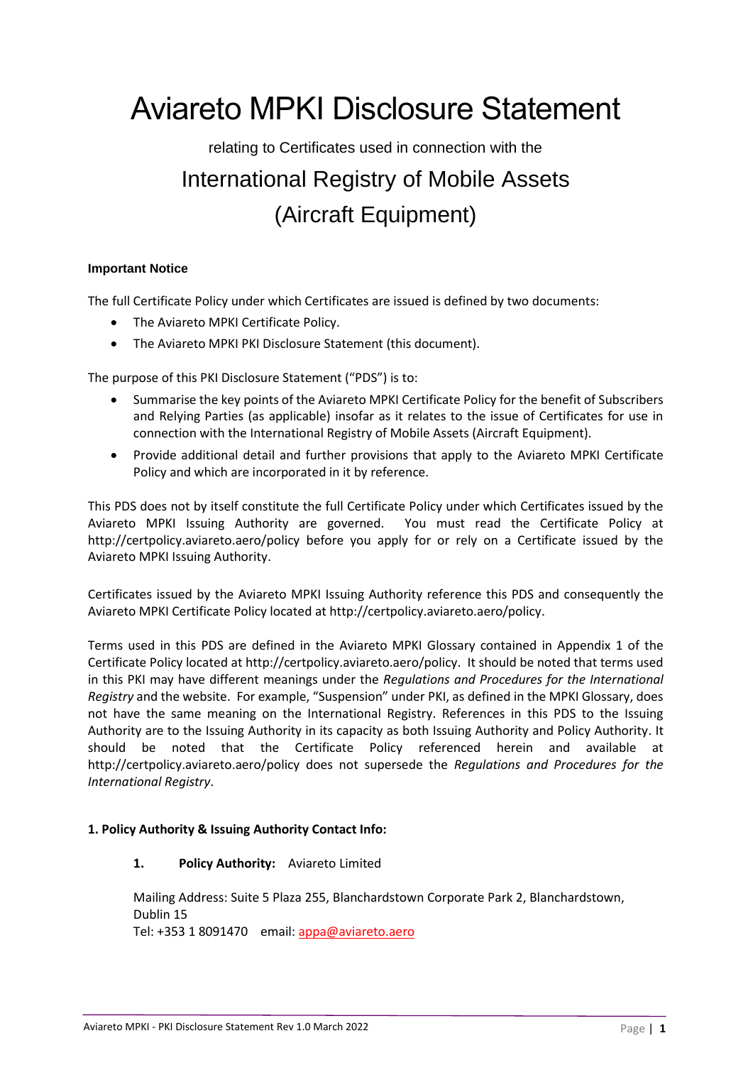# Aviareto MPKI Disclosure Statement

relating to Certificates used in connection with the

## International Registry of Mobile Assets (Aircraft Equipment)

**Important Notice**

The full Certificate Policy under which Certificates are issued is defined by two documents:

- The Aviareto MPKI Certificate Policy.
- The Aviareto MPKI PKI Disclosure Statement (this document).

The purpose of this PKI Disclosure Statement ("PDS") is to:

- Summarise the key points of the Aviareto MPKI Certificate Policy for the benefit of Subscribers and Relying Parties (as applicable) insofar as it relates to the issue of Certificates for use in connection with the International Registry of Mobile Assets (Aircraft Equipment).
- Provide additional detail and further provisions that apply to the Aviareto MPKI Certificate Policy and which are incorporated in it by reference.

This PDS does not by itself constitute the full Certificate Policy under which Certificates issued by the Aviareto MPKI Issuing Authority are governed. You must read the Certificate Policy at http://certpolicy.aviareto.aero/policy before you apply for or rely on a Certificate issued by the Aviareto MPKI Issuing Authority.

Certificates issued by the Aviareto MPKI Issuing Authority reference this PDS and consequently the Aviareto MPKI Certificate Policy located at http://certpolicy.aviareto.aero/policy.

Terms used in this PDS are defined in the Aviareto MPKI Glossary contained in Appendix 1 of the Certificate Policy located at http://certpolicy.aviareto.aero/policy. It should be noted that terms used in this PKI may have different meanings under the *Regulations and Procedures for the International Registry* and the website. For example, "Suspension" under PKI, as defined in the MPKI Glossary, does not have the same meaning on the International Registry. References in this PDS to the Issuing Authority are to the Issuing Authority in its capacity as both Issuing Authority and Policy Authority. It should be noted that the Certificate Policy referenced herein and available at http://certpolicy.aviareto.aero/policy does not supersede the *Regulations and Procedures for the International Registry*.

**1. Policy Authority & Issuing Authority Contact Info:**

**1. Policy Authority:** Aviareto Limited

Mailing Address: Suite 5 Plaza 255, Blanchardstown Corporate Park 2, Blanchardstown, Dublin 15
Tel: +353 1 8091470 email: appa@aviareto.aero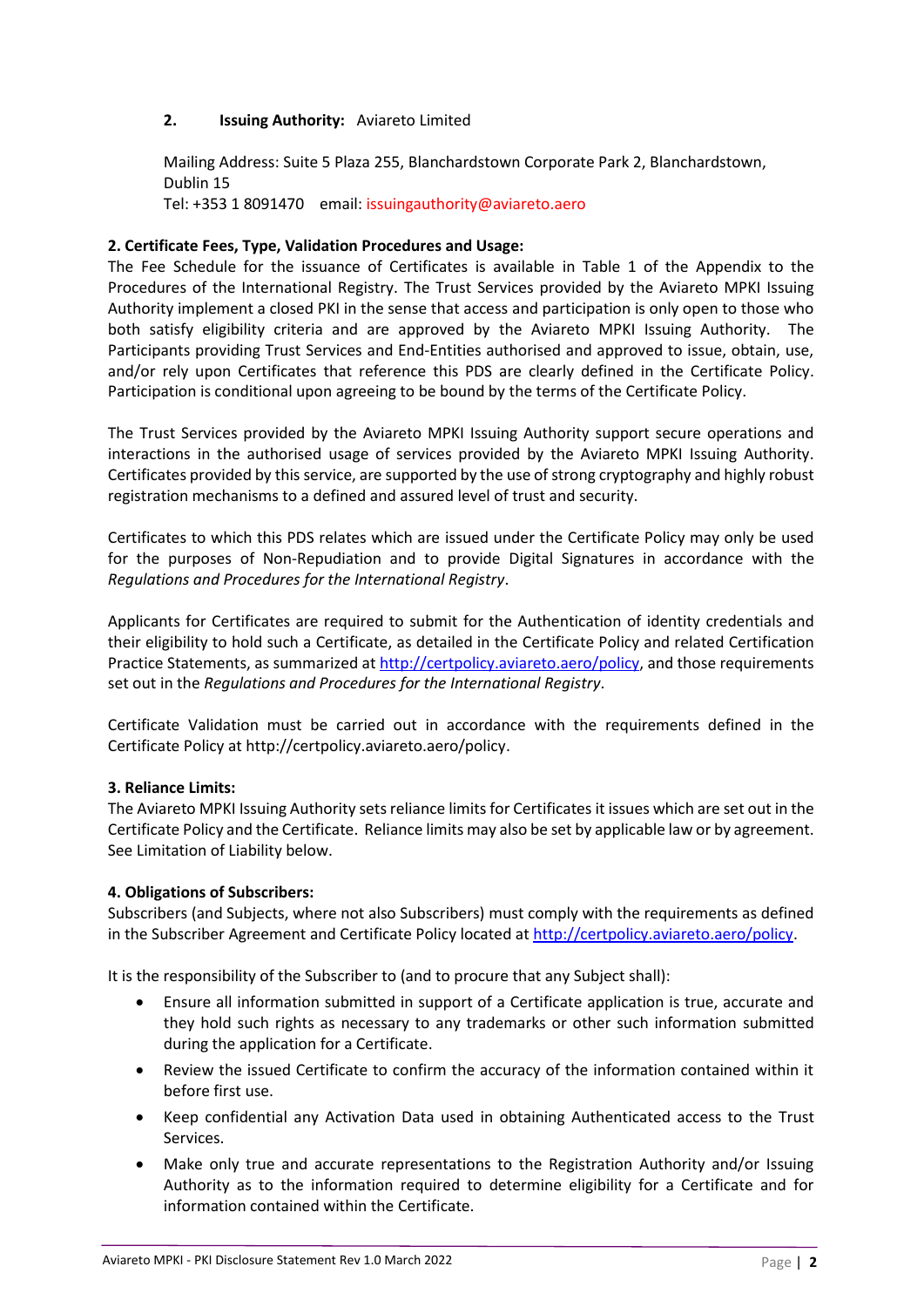**2. Issuing Authority:** Aviareto Limited

Mailing Address: Suite 5 Plaza 255, Blanchardstown Corporate Park 2, Blanchardstown, Dublin 15
Tel: +353 1 8091470 email: issuingauthority@aviareto.aero

**2. Certificate Fees, Type, Validation Procedures and Usage:**
The Fee Schedule for the issuance of Certificates is available in Table 1 of the Appendix to the Procedures of the International Registry. The Trust Services provided by the Aviareto MPKI Issuing Authority implement a closed PKI in the sense that access and participation is only open to those who both satisfy eligibility criteria and are approved by the Aviareto MPKI Issuing Authority. The Participants providing Trust Services and End-Entities authorised and approved to issue, obtain, use, and/or rely upon Certificates that reference this PDS are clearly defined in the Certificate Policy. Participation is conditional upon agreeing to be bound by the terms of the Certificate Policy.

The Trust Services provided by the Aviareto MPKI Issuing Authority support secure operations and interactions in the authorised usage of services provided by the Aviareto MPKI Issuing Authority. Certificates provided by this service, are supported by the use of strong cryptography and highly robust registration mechanisms to a defined and assured level of trust and security.

Certificates to which this PDS relates which are issued under the Certificate Policy may only be used for the purposes of Non-Repudiation and to provide Digital Signatures in accordance with the *Regulations and Procedures for the International Registry*.

Applicants for Certificates are required to submit for the Authentication of identity credentials and their eligibility to hold such a Certificate, as detailed in the Certificate Policy and related Certification Practice Statements, as summarized at http://certpolicy.aviareto.aero/policy, and those requirements set out in the *Regulations and Procedures for the International Registry*.

Certificate Validation must be carried out in accordance with the requirements defined in the Certificate Policy at http://certpolicy.aviareto.aero/policy.

**3. Reliance Limits:**
The Aviareto MPKI Issuing Authority sets reliance limits for Certificates it issues which are set out in the Certificate Policy and the Certificate. Reliance limits may also be set by applicable law or by agreement. See Limitation of Liability below.

**4. Obligations of Subscribers:**
Subscribers (and Subjects, where not also Subscribers) must comply with the requirements as defined in the Subscriber Agreement and Certificate Policy located at http://certpolicy.aviareto.aero/policy.

It is the responsibility of the Subscriber to (and to procure that any Subject shall):

- Ensure all information submitted in support of a Certificate application is true, accurate and they hold such rights as necessary to any trademarks or other such information submitted during the application for a Certificate.
- Review the issued Certificate to confirm the accuracy of the information contained within it before first use.
- Keep confidential any Activation Data used in obtaining Authenticated access to the Trust Services.
- Make only true and accurate representations to the Registration Authority and/or Issuing Authority as to the information required to determine eligibility for a Certificate and for information contained within the Certificate.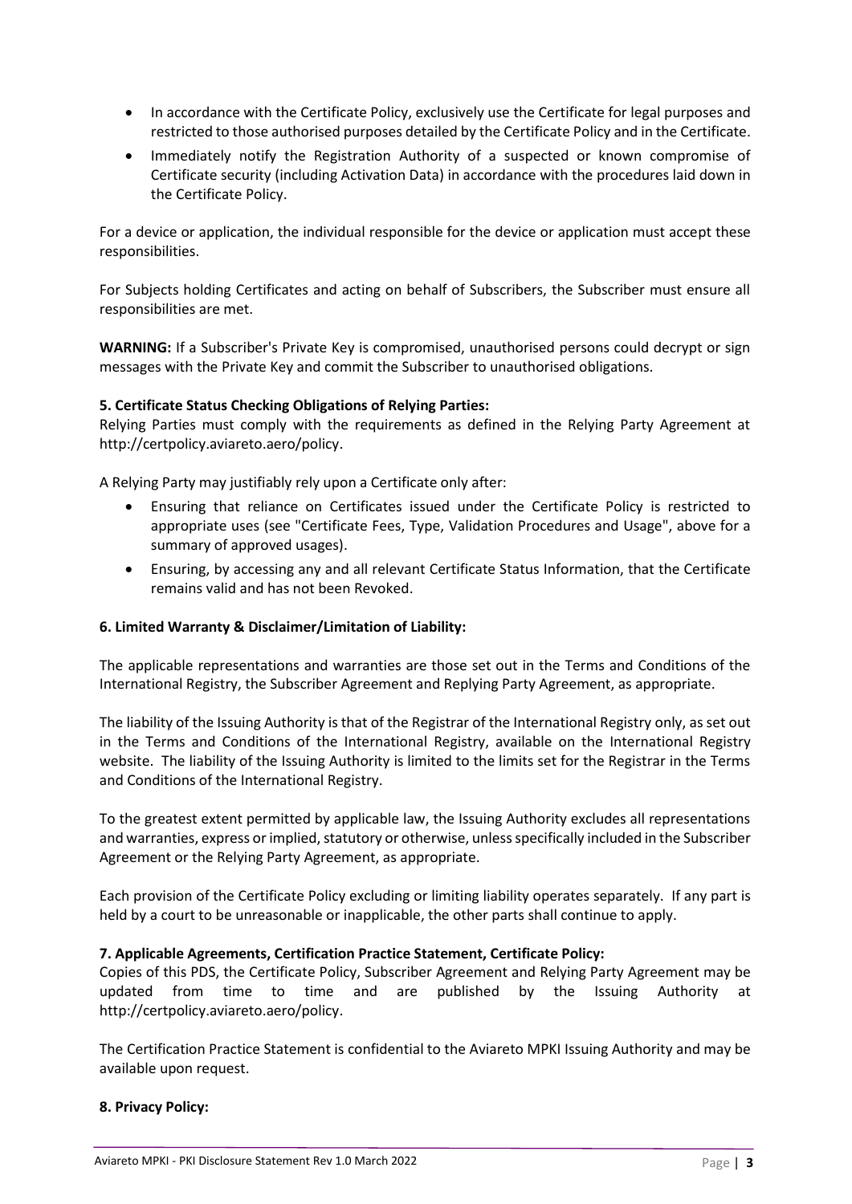- In accordance with the Certificate Policy, exclusively use the Certificate for legal purposes and restricted to those authorised purposes detailed by the Certificate Policy and in the Certificate.
- Immediately notify the Registration Authority of a suspected or known compromise of Certificate security (including Activation Data) in accordance with the procedures laid down in the Certificate Policy.

For a device or application, the individual responsible for the device or application must accept these responsibilities.

For Subjects holding Certificates and acting on behalf of Subscribers, the Subscriber must ensure all responsibilities are met.

**WARNING:** If a Subscriber's Private Key is compromised, unauthorised persons could decrypt or sign messages with the Private Key and commit the Subscriber to unauthorised obligations.

**5. Certificate Status Checking Obligations of Relying Parties:**

Relying Parties must comply with the requirements as defined in the Relying Party Agreement at http://certpolicy.aviareto.aero/policy.

A Relying Party may justifiably rely upon a Certificate only after:

- Ensuring that reliance on Certificates issued under the Certificate Policy is restricted to appropriate uses (see "Certificate Fees, Type, Validation Procedures and Usage", above for a summary of approved usages).
- Ensuring, by accessing any and all relevant Certificate Status Information, that the Certificate remains valid and has not been Revoked.

**6. Limited Warranty & Disclaimer/Limitation of Liability:**

The applicable representations and warranties are those set out in the Terms and Conditions of the International Registry, the Subscriber Agreement and Replying Party Agreement, as appropriate.

The liability of the Issuing Authority is that of the Registrar of the International Registry only, as set out in the Terms and Conditions of the International Registry, available on the International Registry website. The liability of the Issuing Authority is limited to the limits set for the Registrar in the Terms and Conditions of the International Registry.

To the greatest extent permitted by applicable law, the Issuing Authority excludes all representations and warranties, express or implied, statutory or otherwise, unless specifically included in the Subscriber Agreement or the Relying Party Agreement, as appropriate.

Each provision of the Certificate Policy excluding or limiting liability operates separately. If any part is held by a court to be unreasonable or inapplicable, the other parts shall continue to apply.

**7. Applicable Agreements, Certification Practice Statement, Certificate Policy:**

Copies of this PDS, the Certificate Policy, Subscriber Agreement and Relying Party Agreement may be updated from time to time and are published by the Issuing Authority at http://certpolicy.aviareto.aero/policy.

The Certification Practice Statement is confidential to the Aviareto MPKI Issuing Authority and may be available upon request.

**8. Privacy Policy:**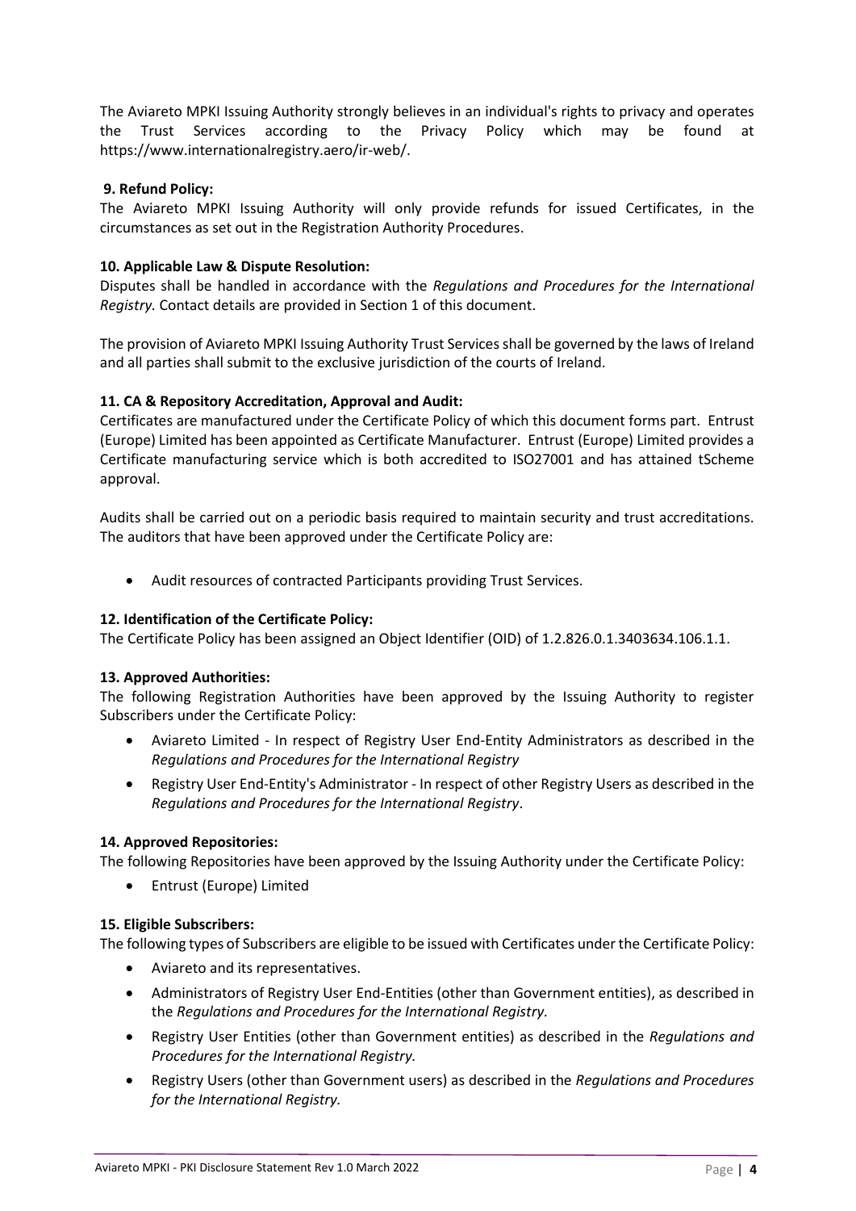The Aviareto MPKI Issuing Authority strongly believes in an individual's rights to privacy and operates the Trust Services according to the Privacy Policy which may be found at https://www.internationalregistry.aero/ir-web/.

**9. Refund Policy:**

The Aviareto MPKI Issuing Authority will only provide refunds for issued Certificates, in the circumstances as set out in the Registration Authority Procedures.

**10. Applicable Law & Dispute Resolution:**

Disputes shall be handled in accordance with the *Regulations and Procedures for the International Registry.* Contact details are provided in Section 1 of this document.

The provision of Aviareto MPKI Issuing Authority Trust Services shall be governed by the laws of Ireland and all parties shall submit to the exclusive jurisdiction of the courts of Ireland.

**11. CA & Repository Accreditation, Approval and Audit:**

Certificates are manufactured under the Certificate Policy of which this document forms part. Entrust (Europe) Limited has been appointed as Certificate Manufacturer. Entrust (Europe) Limited provides a Certificate manufacturing service which is both accredited to ISO27001 and has attained tScheme approval.

Audits shall be carried out on a periodic basis required to maintain security and trust accreditations. The auditors that have been approved under the Certificate Policy are:

- Audit resources of contracted Participants providing Trust Services.

**12. Identification of the Certificate Policy:**

The Certificate Policy has been assigned an Object Identifier (OID) of 1.2.826.0.1.3403634.106.1.1.

**13. Approved Authorities:**

The following Registration Authorities have been approved by the Issuing Authority to register Subscribers under the Certificate Policy:

- Aviareto Limited - In respect of Registry User End-Entity Administrators as described in the *Regulations and Procedures for the International Registry*
- Registry User End-Entity's Administrator - In respect of other Registry Users as described in the *Regulations and Procedures for the International Registry*.

**14. Approved Repositories:**

The following Repositories have been approved by the Issuing Authority under the Certificate Policy:

- Entrust (Europe) Limited

**15. Eligible Subscribers:**

The following types of Subscribers are eligible to be issued with Certificates under the Certificate Policy:

- Aviareto and its representatives.
- Administrators of Registry User End-Entities (other than Government entities), as described in the *Regulations and Procedures for the International Registry.*
- Registry User Entities (other than Government entities) as described in the *Regulations and Procedures for the International Registry.*
- Registry Users (other than Government users) as described in the *Regulations and Procedures for the International Registry.*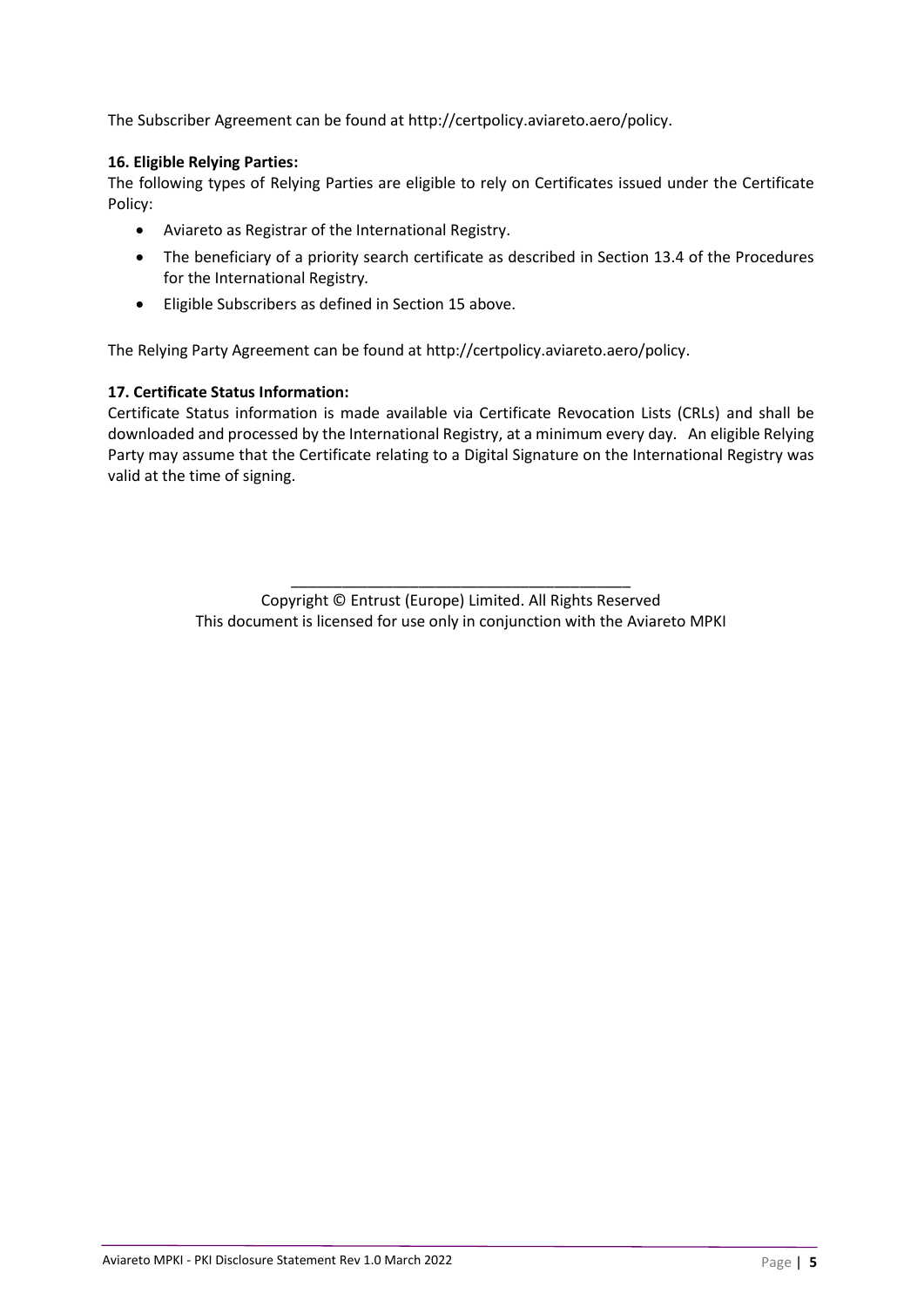The Subscriber Agreement can be found at http://certpolicy.aviareto.aero/policy.

**16. Eligible Relying Parties:**

The following types of Relying Parties are eligible to rely on Certificates issued under the Certificate Policy:

- Aviareto as Registrar of the International Registry.
- The beneficiary of a priority search certificate as described in Section 13.4 of the Procedures for the International Registry.
- Eligible Subscribers as defined in Section 15 above.

The Relying Party Agreement can be found at http://certpolicy.aviareto.aero/policy.

**17. Certificate Status Information:**

Certificate Status information is made available via Certificate Revocation Lists (CRLs) and shall be downloaded and processed by the International Registry, at a minimum every day. An eligible Relying Party may assume that the Certificate relating to a Digital Signature on the International Registry was valid at the time of signing.

---

Copyright © Entrust (Europe) Limited. All Rights Reserved
This document is licensed for use only in conjunction with the Aviareto MPKI